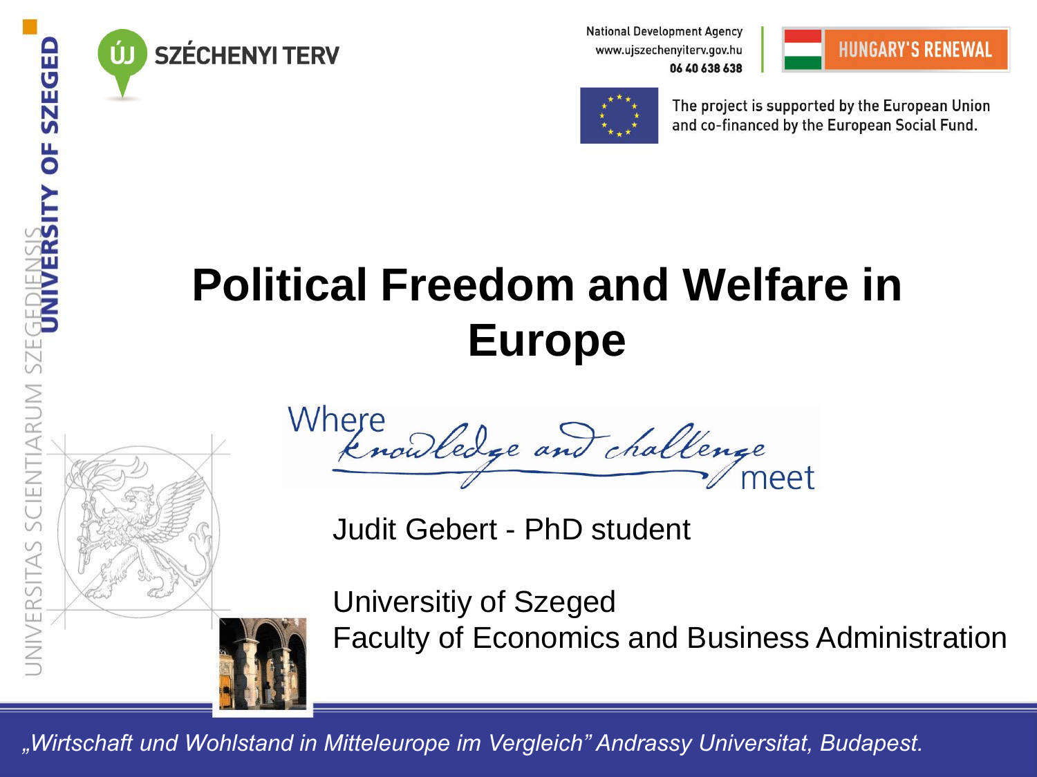ÚJ SZÉCHENYI TERV

National Development Agency
www.ujszechenyiterv.gov.hu
06 40 638 638

HUNGARY'S RENEWAL

The project is supported by the European Union and co-financed by the European Social Fund.

UNIVERSITY OF SZEGED

UNIVERSITAS SCIENTIARUM SZEGEDIENSIS

# Political Freedom and Welfare in Europe

Where knowledge and challenge meet

Judit Gebert - PhD student

Universitiy of Szeged
Faculty of Economics and Business Administration

*„Wirtschaft und Wohlstand in Mitteleurope im Vergleich" Andrassy Universitat, Budapest.*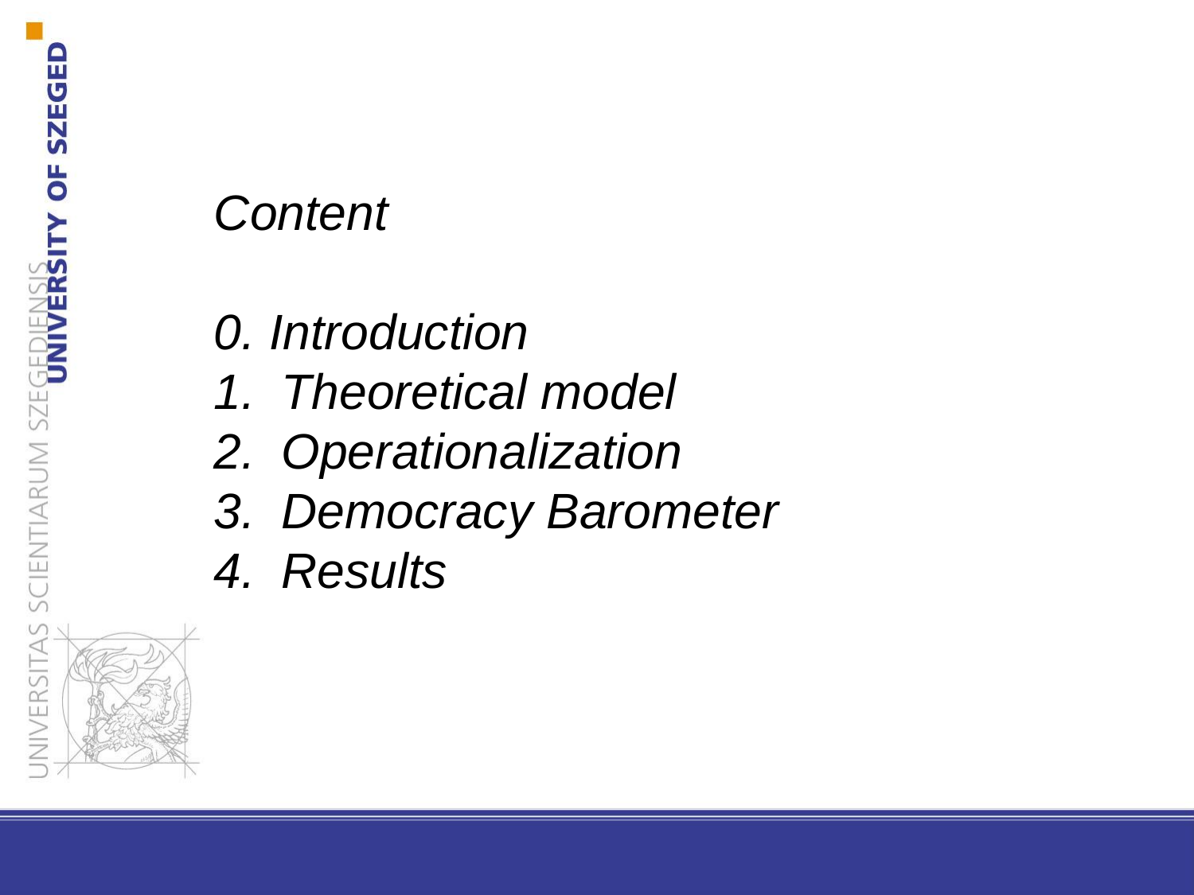# *Content*

*0. Introduction*
*1. Theoretical model*
*2. Operationalization*
*3. Democracy Barometer*
*4. Results*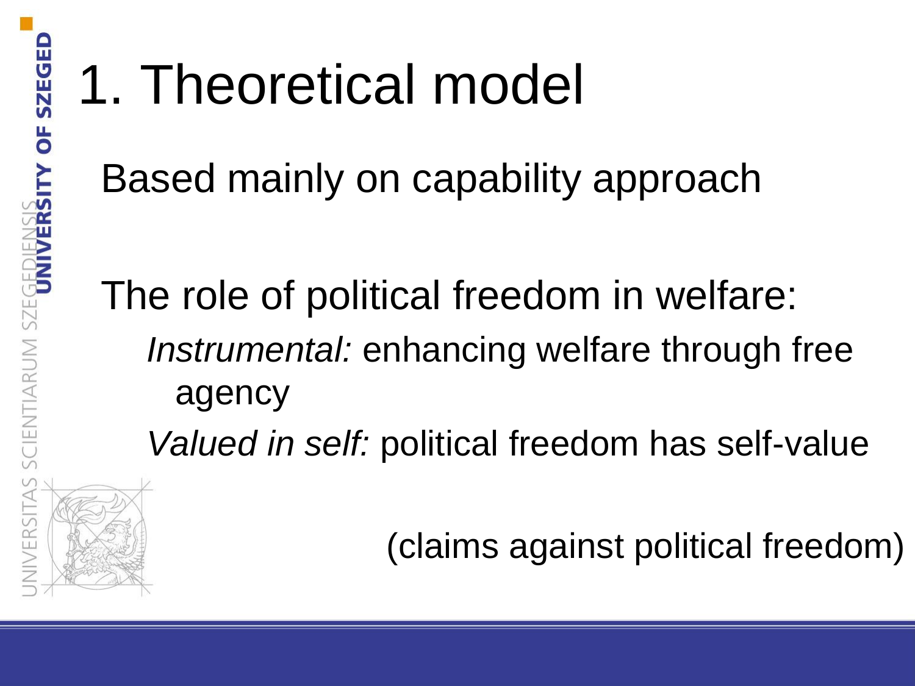# 1. Theoretical model

Based mainly on capability approach

The role of political freedom in welfare:

- *Instrumental:* enhancing welfare through free agency
- *Valued in self:* political freedom has self-value

(claims against political freedom)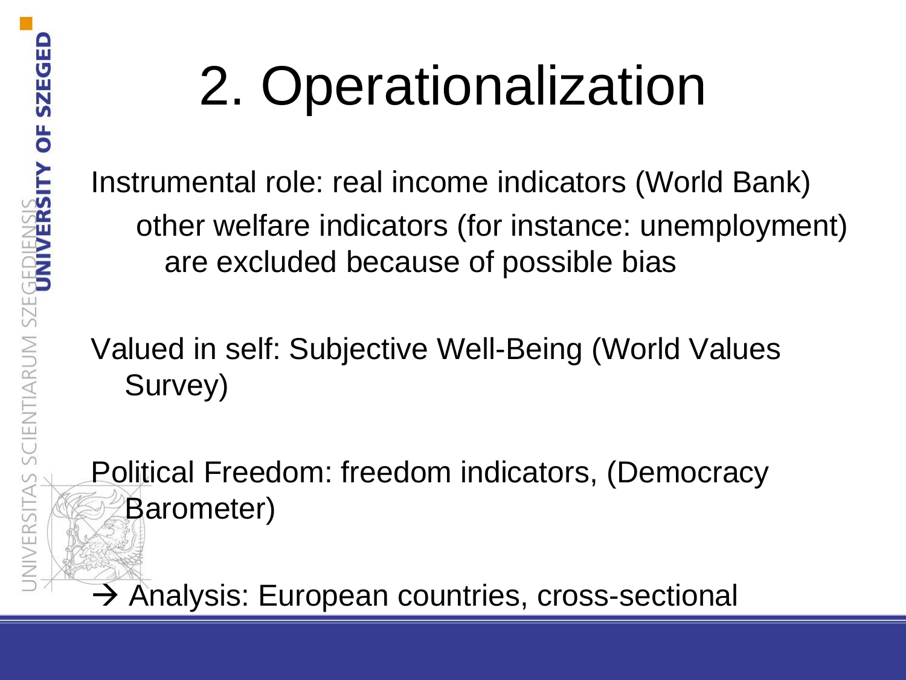# 2. Operationalization

Instrumental role: real income indicators (World Bank)

other welfare indicators (for instance: unemployment) are excluded because of possible bias

Valued in self: Subjective Well-Being (World Values Survey)

Political Freedom: freedom indicators, (Democracy Barometer)

→ Analysis: European countries, cross-sectional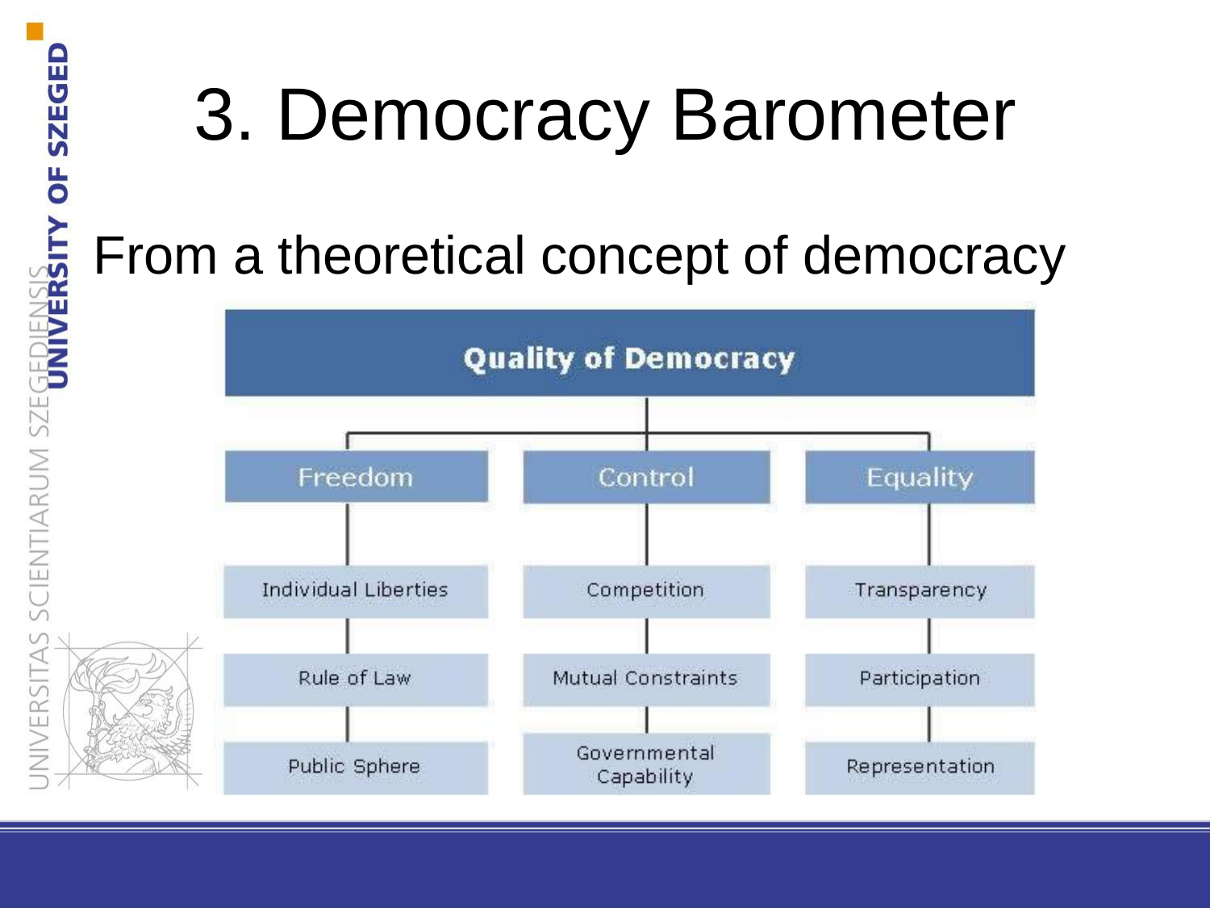# 3. Democracy Barometer

From a theoretical concept of democracy

**Quality of Democracy**

| Freedom | Control | Equality |
|---|---|---|
| Individual Liberties | Competition | Transparency |
| Rule of Law | Mutual Constraints | Participation |
| Public Sphere | Governmental Capability | Representation |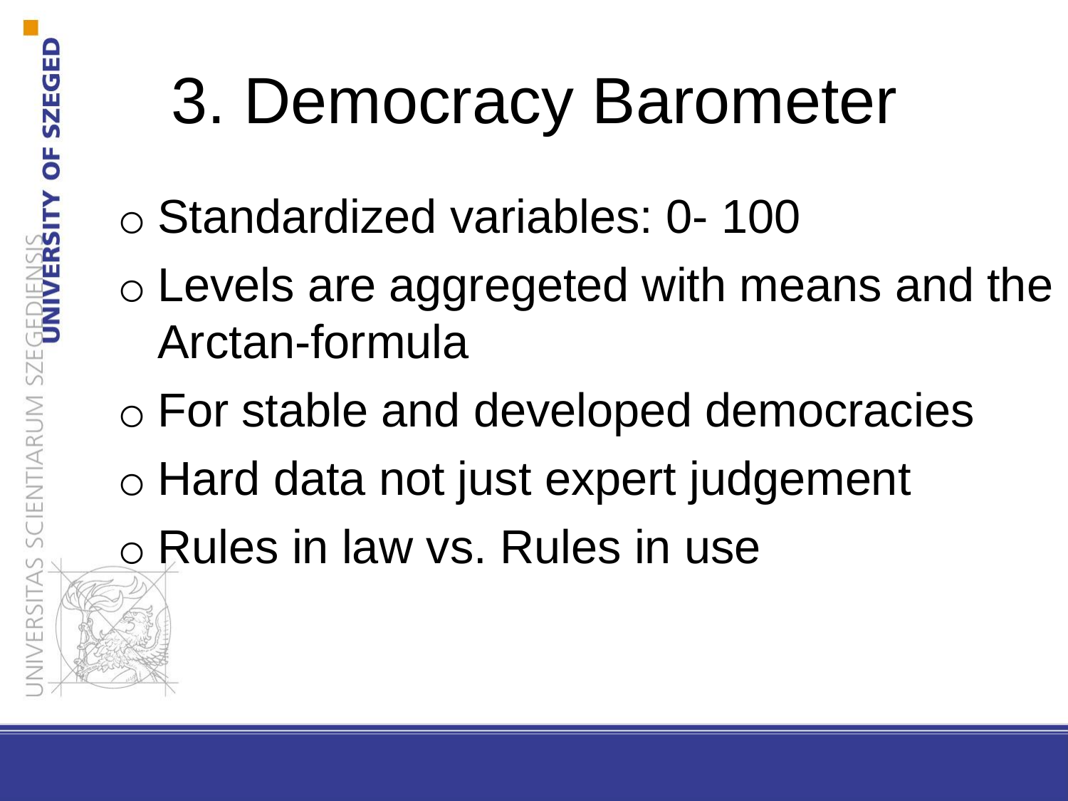# 3. Democracy Barometer

- Standardized variables: 0- 100
- Levels are aggregeted with means and the Arctan-formula
- For stable and developed democracies
- Hard data not just expert judgement
- Rules in law vs. Rules in use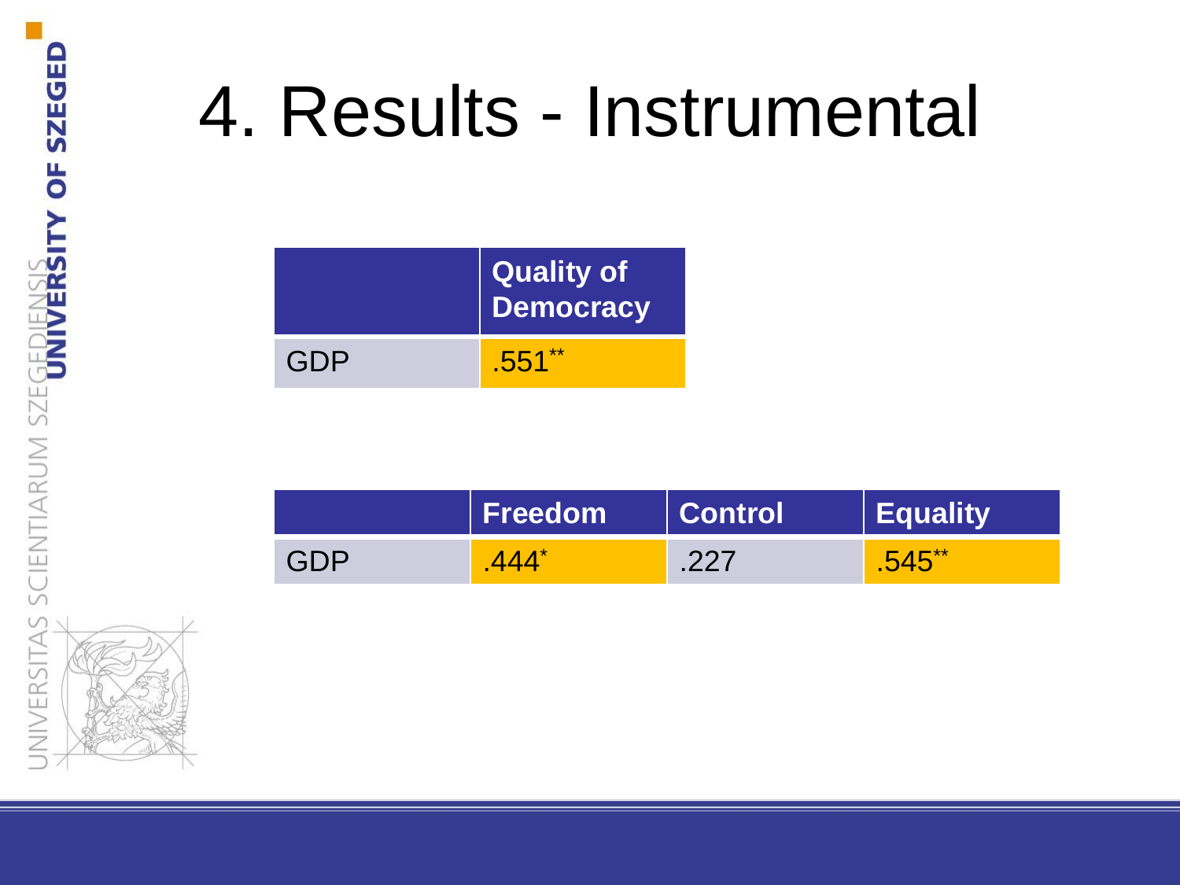# 4. Results - Instrumental

| | Quality of Democracy |
|---|---|
| GDP | .551** |

| | Freedom | Control | Equality |
|---|---|---|---|
| GDP | .444* | .227 | .545** |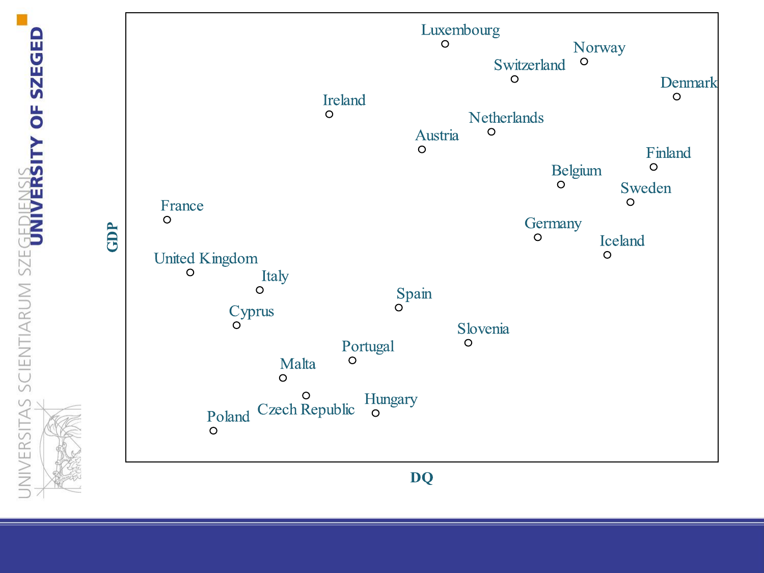GDP

Luxembourg

Norway

Switzerland

Denmark

Ireland

Netherlands

Austria

Finland

Belgium

Sweden

France

Germany

Iceland

United Kingdom

Italy

Spain

Cyprus

Slovenia

Portugal

Malta

Hungary

Czech Republic

Poland

DQ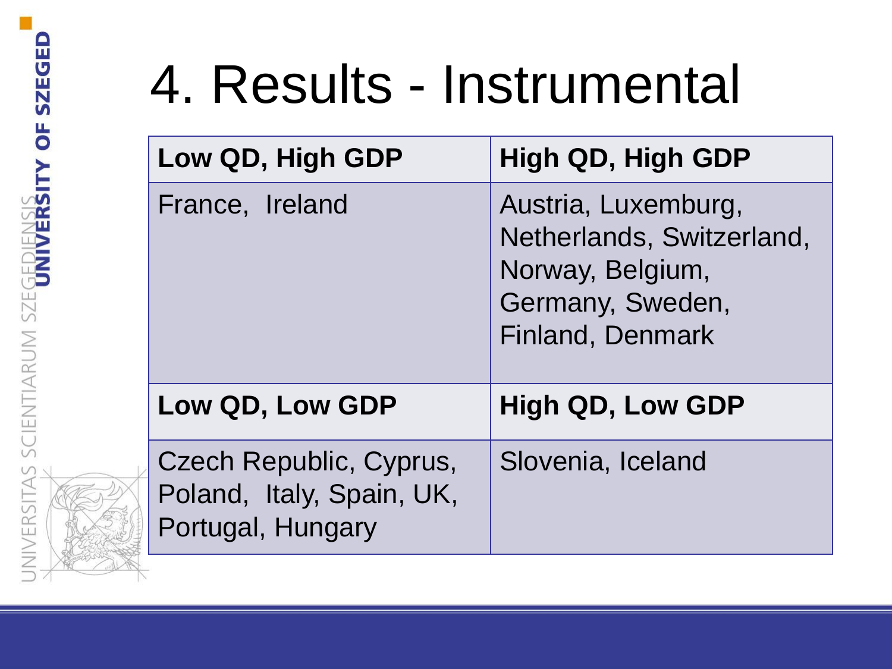# 4. Results - Instrumental

| Low QD, High GDP | High QD, High GDP |
| --- | --- |
| France, Ireland | Austria, Luxemburg, Netherlands, Switzerland, Norway, Belgium, Germany, Sweden, Finland, Denmark |
| **Low QD, Low GDP** | **High QD, Low GDP** |
| Czech Republic, Cyprus, Poland, Italy, Spain, UK, Portugal, Hungary | Slovenia, Iceland |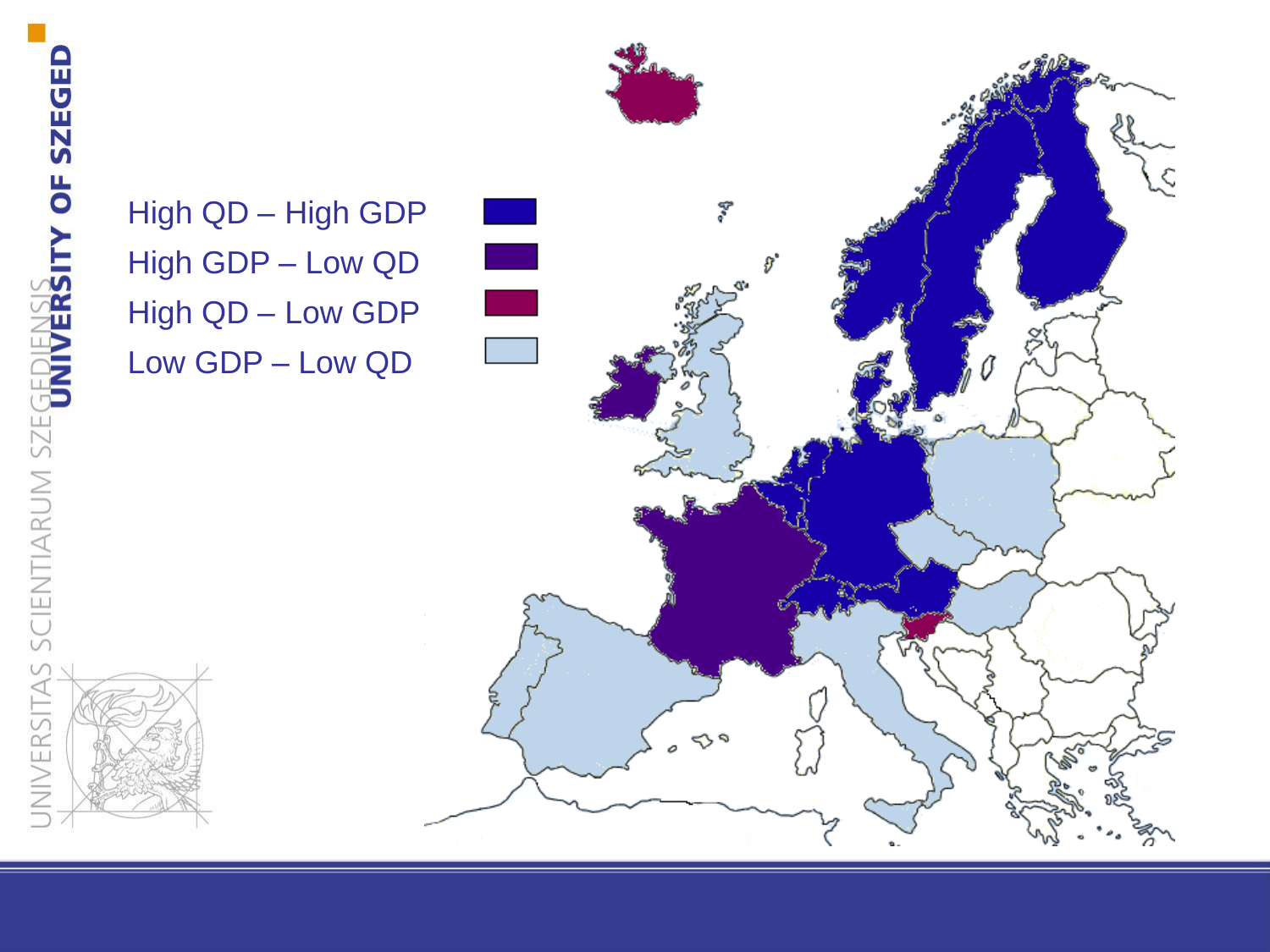High QD – High GDP

High GDP – Low QD

High QD – Low GDP

Low GDP – Low QD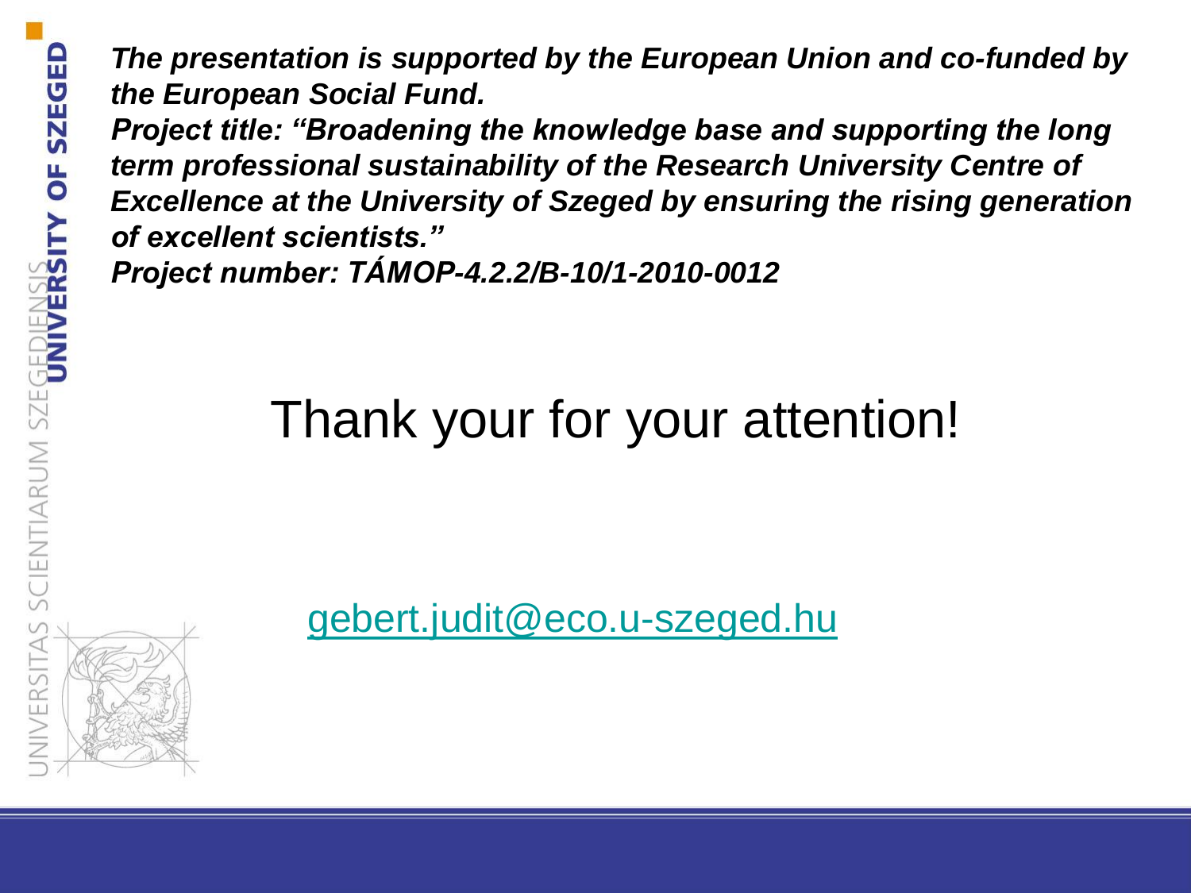***The presentation is supported by the European Union and co-funded by the European Social Fund.***
***Project title: "Broadening the knowledge base and supporting the long term professional sustainability of the Research University Centre of Excellence at the University of Szeged by ensuring the rising generation of excellent scientists."***
***Project number: TÁMOP-4.2.2/B-10/1-2010-0012***

# Thank your for your attention!

gebert.judit@eco.u-szeged.hu